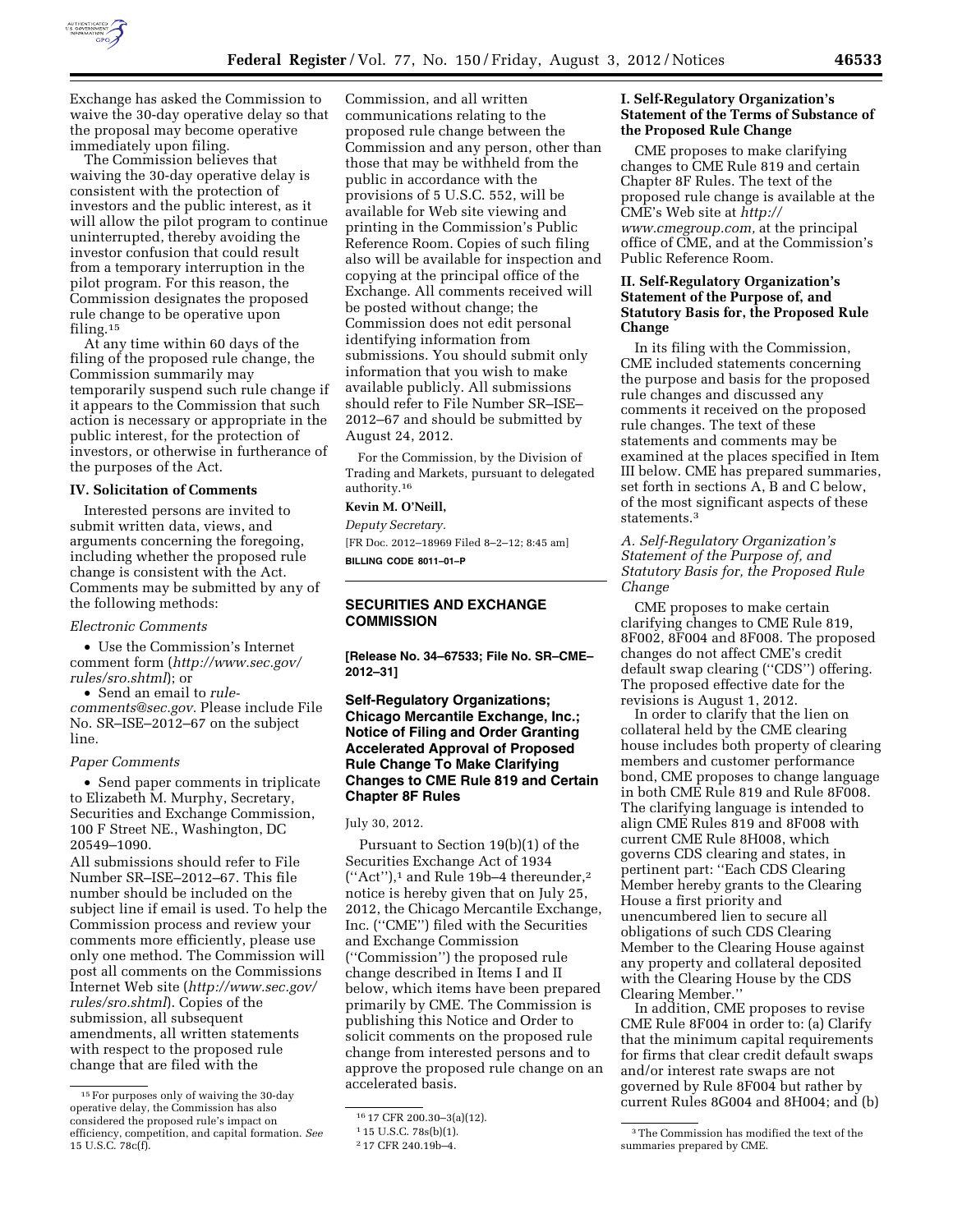Exchange has asked the Commission to waive the 30-day operative delay so that the proposal may become operative immediately upon filing.

The Commission believes that waiving the 30-day operative delay is consistent with the protection of investors and the public interest, as it will allow the pilot program to continue uninterrupted, thereby avoiding the investor confusion that could result from a temporary interruption in the pilot program. For this reason, the Commission designates the proposed rule change to be operative upon filing.[15]

At any time within 60 days of the filing of the proposed rule change, the Commission summarily may temporarily suspend such rule change if it appears to the Commission that such action is necessary or appropriate in the public interest, for the protection of investors, or otherwise in furtherance of the purposes of the Act.

## IV. Solicitation of Comments

Interested persons are invited to submit written data, views, and arguments concerning the foregoing, including whether the proposed rule change is consistent with the Act. Comments may be submitted by any of the following methods:

*Electronic Comments*

- Use the Commission's Internet comment form (*http://www.sec.gov/rules/sro.shtml*); or
- Send an email to *rule-comments@sec.gov*. Please include File No. SR–ISE–2012–67 on the subject line.

*Paper Comments*

- Send paper comments in triplicate to Elizabeth M. Murphy, Secretary, Securities and Exchange Commission, 100 F Street NE., Washington, DC 20549–1090.

All submissions should refer to File Number SR–ISE–2012–67. This file number should be included on the subject line if email is used. To help the Commission process and review your comments more efficiently, please use only one method. The Commission will post all comments on the Commissions Internet Web site (*http://www.sec.gov/rules/sro.shtml*). Copies of the submission, all subsequent amendments, all written statements with respect to the proposed rule change that are filed with the Commission, and all written communications relating to the proposed rule change between the Commission and any person, other than those that may be withheld from the public in accordance with the provisions of 5 U.S.C. 552, will be available for Web site viewing and printing in the Commission's Public Reference Room. Copies of such filing also will be available for inspection and copying at the principal office of the Exchange. All comments received will be posted without change; the Commission does not edit personal identifying information from submissions. You should submit only information that you wish to make available publicly. All submissions should refer to File Number SR–ISE–2012–67 and should be submitted by August 24, 2012.

For the Commission, by the Division of Trading and Markets, pursuant to delegated authority.[16]

**Kevin M. O'Neill,**

*Deputy Secretary.*

[FR Doc. 2012–18969 Filed 8–2–12; 8:45 am]

**BILLING CODE 8011–01–P**

---

[15] For purposes only of waiving the 30-day operative delay, the Commission has also considered the proposed rule's impact on efficiency, competition, and capital formation. *See* 15 U.S.C. 78c(f).

[16] 17 CFR 200.30–3(a)(12).

---

## SECURITIES AND EXCHANGE COMMISSION

**[Release No. 34–67533; File No. SR–CME–2012–31]**

## Self-Regulatory Organizations; Chicago Mercantile Exchange, Inc.; Notice of Filing and Order Granting Accelerated Approval of Proposed Rule Change To Make Clarifying Changes to CME Rule 819 and Certain Chapter 8F Rules

July 30, 2012.

Pursuant to Section 19(b)(1) of the Securities Exchange Act of 1934 ("Act"),[1] and Rule 19b–4 thereunder,[2] notice is hereby given that on July 25, 2012, the Chicago Mercantile Exchange, Inc. ("CME") filed with the Securities and Exchange Commission ("Commission") the proposed rule change described in Items I and II below, which items have been prepared primarily by CME. The Commission is publishing this Notice and Order to solicit comments on the proposed rule change from interested persons and to approve the proposed rule change on an accelerated basis.

### I. Self-Regulatory Organization's Statement of the Terms of Substance of the Proposed Rule Change

CME proposes to make clarifying changes to CME Rule 819 and certain Chapter 8F Rules. The text of the proposed rule change is available at the CME's Web site at *http://www.cmegroup.com,* at the principal office of CME, and at the Commission's Public Reference Room.

### II. Self-Regulatory Organization's Statement of the Purpose of, and Statutory Basis for, the Proposed Rule Change

In its filing with the Commission, CME included statements concerning the purpose and basis for the proposed rule changes and discussed any comments it received on the proposed rule changes. The text of these statements and comments may be examined at the places specified in Item III below. CME has prepared summaries, set forth in sections A, B and C below, of the most significant aspects of these statements.[3]

*A. Self-Regulatory Organization's Statement of the Purpose of, and Statutory Basis for, the Proposed Rule Change*

CME proposes to make certain clarifying changes to CME Rule 819, 8F002, 8F004 and 8F008. The proposed changes do not affect CME's credit default swap clearing ("CDS") offering. The proposed effective date for the revisions is August 1, 2012.

In order to clarify that the lien on collateral held by the CME clearing house includes both property of clearing members and customer performance bond, CME proposes to change language in both CME Rule 819 and Rule 8F008. The clarifying language is intended to align CME Rules 819 and 8F008 with current CME Rule 8H008, which governs CDS clearing and states, in pertinent part: "Each CDS Clearing Member hereby grants to the Clearing House a first priority and unencumbered lien to secure all obligations of such CDS Clearing Member to the Clearing House against any property and collateral deposited with the Clearing House by the CDS Clearing Member."

In addition, CME proposes to revise CME Rule 8F004 in order to: (a) Clarify that the minimum capital requirements for firms that clear credit default swaps and/or interest rate swaps are not governed by Rule 8F004 but rather by current Rules 8G004 and 8H004; and (b)

---

[1] 15 U.S.C. 78s(b)(1).

[2] 17 CFR 240.19b–4.

[3] The Commission has modified the text of the summaries prepared by CME.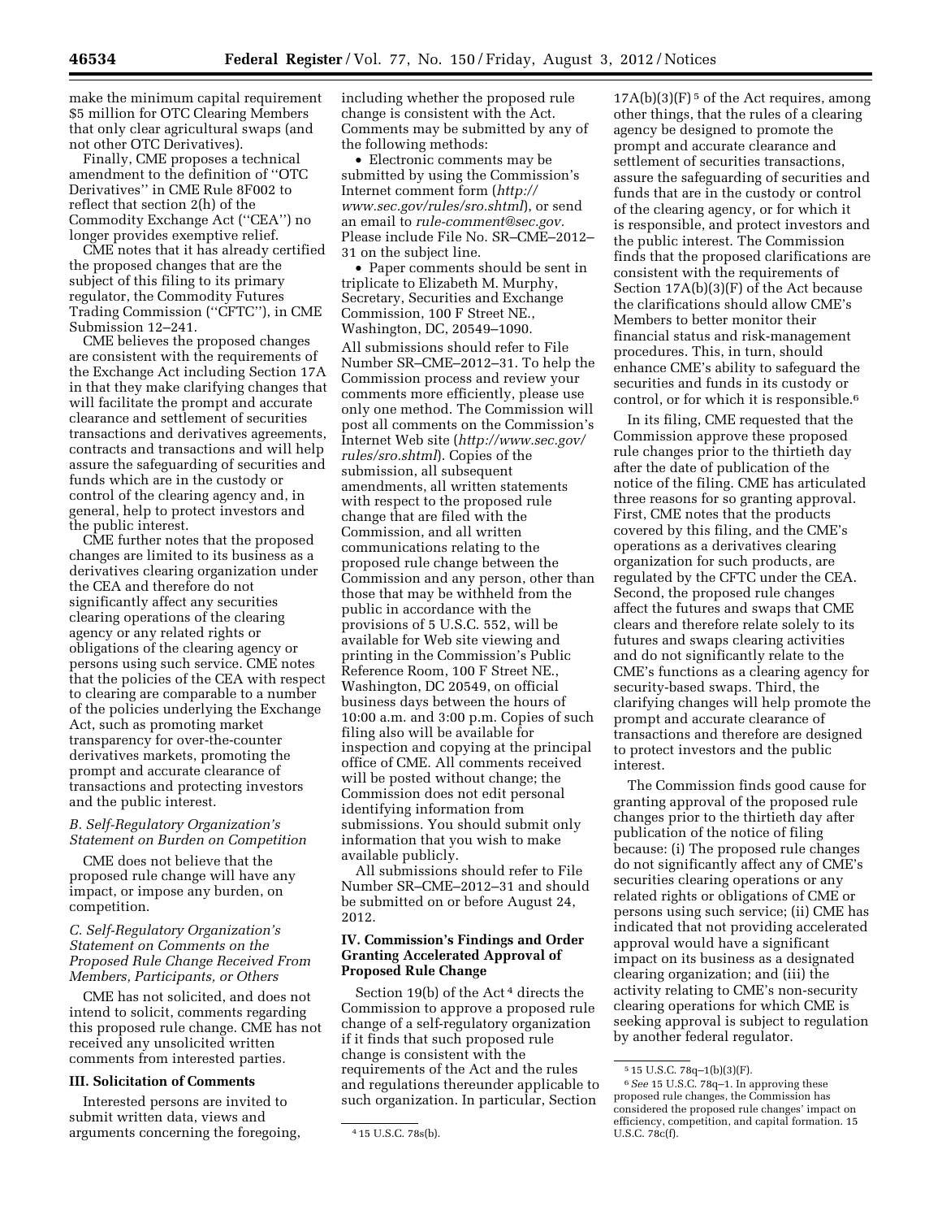make the minimum capital requirement $5 million for OTC Clearing Members that only clear agricultural swaps (and not other OTC Derivatives).

Finally, CME proposes a technical amendment to the definition of ''OTC Derivatives'' in CME Rule 8F002 to reflect that section 2(h) of the Commodity Exchange Act (''CEA'') no longer provides exemptive relief.

CME notes that it has already certified the proposed changes that are the subject of this filing to its primary regulator, the Commodity Futures Trading Commission (''CFTC''), in CME Submission 12–241.

CME believes the proposed changes are consistent with the requirements of the Exchange Act including Section 17A in that they make clarifying changes that will facilitate the prompt and accurate clearance and settlement of securities transactions and derivatives agreements, contracts and transactions and will help assure the safeguarding of securities and funds which are in the custody or control of the clearing agency and, in general, help to protect investors and the public interest.

CME further notes that the proposed changes are limited to its business as a derivatives clearing organization under the CEA and therefore do not significantly affect any securities clearing operations of the clearing agency or any related rights or obligations of the clearing agency or persons using such service. CME notes that the policies of the CEA with respect to clearing are comparable to a number of the policies underlying the Exchange Act, such as promoting market transparency for over-the-counter derivatives markets, promoting the prompt and accurate clearance of transactions and protecting investors and the public interest.

### B. Self-Regulatory Organization's Statement on Burden on Competition

CME does not believe that the proposed rule change will have any impact, or impose any burden, on competition.

### C. Self-Regulatory Organization's Statement on Comments on the Proposed Rule Change Received From Members, Participants, or Others

CME has not solicited, and does not intend to solicit, comments regarding this proposed rule change. CME has not received any unsolicited written comments from interested parties.

## III. Solicitation of Comments

Interested persons are invited to submit written data, views and arguments concerning the foregoing, including whether the proposed rule change is consistent with the Act. Comments may be submitted by any of the following methods:

- Electronic comments may be submitted by using the Commission's Internet comment form (*http://www.sec.gov/rules/sro.shtml*), or send an email to *rule-comment@sec.gov.* Please include File No. SR–CME–2012–31 on the subject line.
- Paper comments should be sent in triplicate to Elizabeth M. Murphy, Secretary, Securities and Exchange Commission, 100 F Street NE., Washington, DC, 20549–1090.

All submissions should refer to File Number SR–CME–2012–31. To help the Commission process and review your comments more efficiently, please use only one method. The Commission will post all comments on the Commission's Internet Web site (*http://www.sec.gov/rules/sro.shtml*). Copies of the submission, all subsequent amendments, all written statements with respect to the proposed rule change that are filed with the Commission, and all written communications relating to the proposed rule change between the Commission and any person, other than those that may be withheld from the public in accordance with the provisions of 5 U.S.C. 552, will be available for Web site viewing and printing in the Commission's Public Reference Room, 100 F Street NE., Washington, DC 20549, on official business days between the hours of 10:00 a.m. and 3:00 p.m. Copies of such filing also will be available for inspection and copying at the principal office of CME. All comments received will be posted without change; the Commission does not edit personal identifying information from submissions. You should submit only information that you wish to make available publicly.

All submissions should refer to File Number SR–CME–2012–31 and should be submitted on or before August 24, 2012.

## IV. Commission's Findings and Order Granting Accelerated Approval of Proposed Rule Change

Section 19(b) of the Act[4] directs the Commission to approve a proposed rule change of a self-regulatory organization if it finds that such proposed rule change is consistent with the requirements of the Act and the rules and regulations thereunder applicable to such organization. In particular, Section 17A(b)(3)(F)[5] of the Act requires, among other things, that the rules of a clearing agency be designed to promote the prompt and accurate clearance and settlement of securities transactions, assure the safeguarding of securities and funds that are in the custody or control of the clearing agency, or for which it is responsible, and protect investors and the public interest. The Commission finds that the proposed clarifications are consistent with the requirements of Section 17A(b)(3)(F) of the Act because the clarifications should allow CME's Members to better monitor their financial status and risk-management procedures. This, in turn, should enhance CME's ability to safeguard the securities and funds in its custody or control, or for which it is responsible.[6]

In its filing, CME requested that the Commission approve these proposed rule changes prior to the thirtieth day after the date of publication of the notice of the filing. CME has articulated three reasons for so granting approval. First, CME notes that the products covered by this filing, and the CME's operations as a derivatives clearing organization for such products, are regulated by the CFTC under the CEA. Second, the proposed rule changes affect the futures and swaps that CME clears and therefore relate solely to its futures and swaps clearing activities and do not significantly relate to the CME's functions as a clearing agency for security-based swaps. Third, the clarifying changes will help promote the prompt and accurate clearance of transactions and therefore are designed to protect investors and the public interest.

The Commission finds good cause for granting approval of the proposed rule changes prior to the thirtieth day after publication of the notice of filing because: (i) The proposed rule changes do not significantly affect any of CME's securities clearing operations or any related rights or obligations of CME or persons using such service; (ii) CME has indicated that not providing accelerated approval would have a significant impact on its business as a designated clearing organization; and (iii) the activity relating to CME's non-security clearing operations for which CME is seeking approval is subject to regulation by another federal regulator.

---

[4] 15 U.S.C. 78s(b).

[5] 15 U.S.C. 78q–1(b)(3)(F).

[6] *See* 15 U.S.C. 78q–1. In approving these proposed rule changes, the Commission has considered the proposed rule changes' impact on efficiency, competition, and capital formation. 15 U.S.C. 78c(f).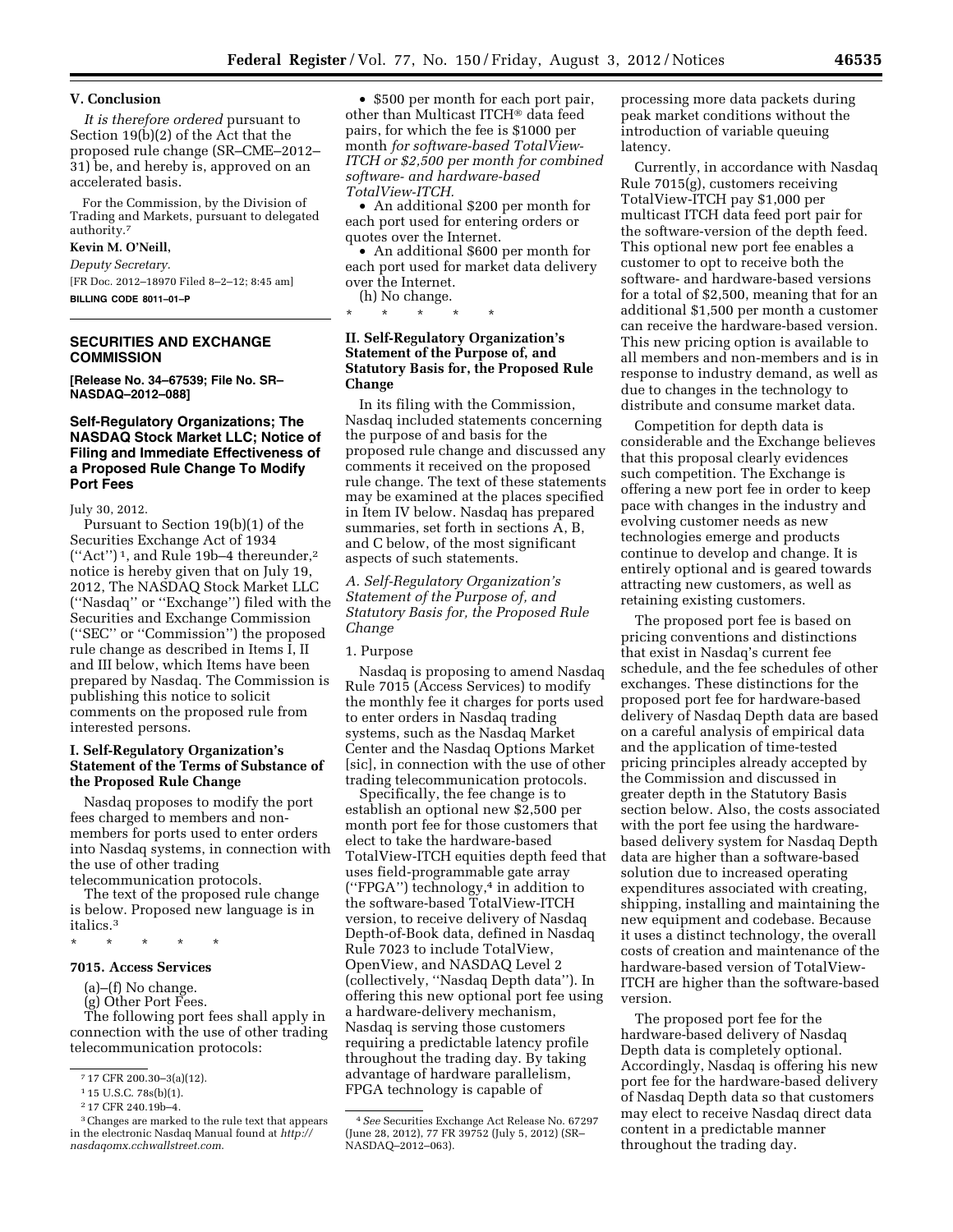## V. Conclusion

*It is therefore ordered* pursuant to Section 19(b)(2) of the Act that the proposed rule change (SR–CME–2012–31) be, and hereby is, approved on an accelerated basis.

For the Commission, by the Division of Trading and Markets, pursuant to delegated authority.[7]

**Kevin M. O'Neill,**

*Deputy Secretary.*

[FR Doc. 2012–18970 Filed 8–2–12; 8:45 am]

**BILLING CODE 8011–01–P**

---

## SECURITIES AND EXCHANGE COMMISSION

**[Release No. 34–67539; File No. SR–NASDAQ–2012–088]**

## Self-Regulatory Organizations; The NASDAQ Stock Market LLC; Notice of Filing and Immediate Effectiveness of a Proposed Rule Change To Modify Port Fees

July 30, 2012.

Pursuant to Section 19(b)(1) of the Securities Exchange Act of 1934 (''Act'') [1], and Rule 19b–4 thereunder,[2] notice is hereby given that on July 19, 2012, The NASDAQ Stock Market LLC (''Nasdaq'' or ''Exchange'') filed with the Securities and Exchange Commission (''SEC'' or ''Commission'') the proposed rule change as described in Items I, II and III below, which Items have been prepared by Nasdaq. The Commission is publishing this notice to solicit comments on the proposed rule from interested persons.

### I. Self-Regulatory Organization's Statement of the Terms of Substance of the Proposed Rule Change

Nasdaq proposes to modify the port fees charged to members and non-members for ports used to enter orders into Nasdaq systems, in connection with the use of other trading telecommunication protocols.

The text of the proposed rule change is below. Proposed new language is in italics.[3]

\* \* \* \* \*

**7015. Access Services**

(a)–(f) No change.

(g) Other Port Fees.

The following port fees shall apply in connection with the use of other trading telecommunication protocols:

- $500 per month for each port pair, other than Multicast ITCH® data feed pairs, for which the fee is $1000 per month *for software-based TotalView-ITCH or $2,500 per month for combined software- and hardware-based TotalView-ITCH.*
- An additional $200 per month for each port used for entering orders or quotes over the Internet.
- An additional $600 per month for each port used for market data delivery over the Internet.

(h) No change.

\* \* \* \* \*

### II. Self-Regulatory Organization's Statement of the Purpose of, and Statutory Basis for, the Proposed Rule Change

In its filing with the Commission, Nasdaq included statements concerning the purpose of and basis for the proposed rule change and discussed any comments it received on the proposed rule change. The text of these statements may be examined at the places specified in Item IV below. Nasdaq has prepared summaries, set forth in sections A, B, and C below, of the most significant aspects of such statements.

#### *A. Self-Regulatory Organization's Statement of the Purpose of, and Statutory Basis for, the Proposed Rule Change*

1. Purpose

Nasdaq is proposing to amend Nasdaq Rule 7015 (Access Services) to modify the monthly fee it charges for ports used to enter orders in Nasdaq trading systems, such as the Nasdaq Market Center and the Nasdaq Options Market [sic], in connection with the use of other trading telecommunication protocols.

Specifically, the fee change is to establish an optional new $2,500 per month port fee for those customers that elect to take the hardware-based TotalView-ITCH equities depth feed that uses field-programmable gate array (''FPGA'') technology,[4] in addition to the software-based TotalView-ITCH version, to receive delivery of Nasdaq Depth-of-Book data, defined in Nasdaq Rule 7023 to include TotalView, OpenView, and NASDAQ Level 2 (collectively, ''Nasdaq Depth data''). In offering this new optional port fee using a hardware-delivery mechanism, Nasdaq is serving those customers requiring a predictable latency profile throughout the trading day. By taking advantage of hardware parallelism, FPGA technology is capable of processing more data packets during peak market conditions without the introduction of variable queuing latency.

Currently, in accordance with Nasdaq Rule 7015(g), customers receiving TotalView-ITCH pay $1,000 per multicast ITCH data feed port pair for the software-version of the depth feed. This optional new port fee enables a customer to opt to receive both the software- and hardware-based versions for a total of $2,500, meaning that for an additional $1,500 per month a customer can receive the hardware-based version. This new pricing option is available to all members and non-members and is in response to industry demand, as well as due to changes in the technology to distribute and consume market data.

Competition for depth data is considerable and the Exchange believes that this proposal clearly evidences such competition. The Exchange is offering a new port fee in order to keep pace with changes in the industry and evolving customer needs as new technologies emerge and products continue to develop and change. It is entirely optional and is geared towards attracting new customers, as well as retaining existing customers.

The proposed port fee is based on pricing conventions and distinctions that exist in Nasdaq's current fee schedule, and the fee schedules of other exchanges. These distinctions for the proposed port fee for hardware-based delivery of Nasdaq Depth data are based on a careful analysis of empirical data and the application of time-tested pricing principles already accepted by the Commission and discussed in greater depth in the Statutory Basis section below. Also, the costs associated with the port fee using the hardware-based delivery system for Nasdaq Depth data are higher than a software-based solution due to increased operating expenditures associated with creating, shipping, installing and maintaining the new equipment and codebase. Because it uses a distinct technology, the overall costs of creation and maintenance of the hardware-based version of TotalView-ITCH are higher than the software-based version.

The proposed port fee for the hardware-based delivery of Nasdaq Depth data is completely optional. Accordingly, Nasdaq is offering his new port fee for the hardware-based delivery of Nasdaq Depth data so that customers may elect to receive Nasdaq direct data content in a predictable manner throughout the trading day.

---

[7] 17 CFR 200.30–3(a)(12).

[1] 15 U.S.C. 78s(b)(1).

[2] 17 CFR 240.19b–4.

[3] Changes are marked to the rule text that appears in the electronic Nasdaq Manual found at *http://nasdaqomx.cchwallstreet.com*.

[4] *See* Securities Exchange Act Release No. 67297 (June 28, 2012), 77 FR 39752 (July 5, 2012) (SR–NASDAQ–2012–063).